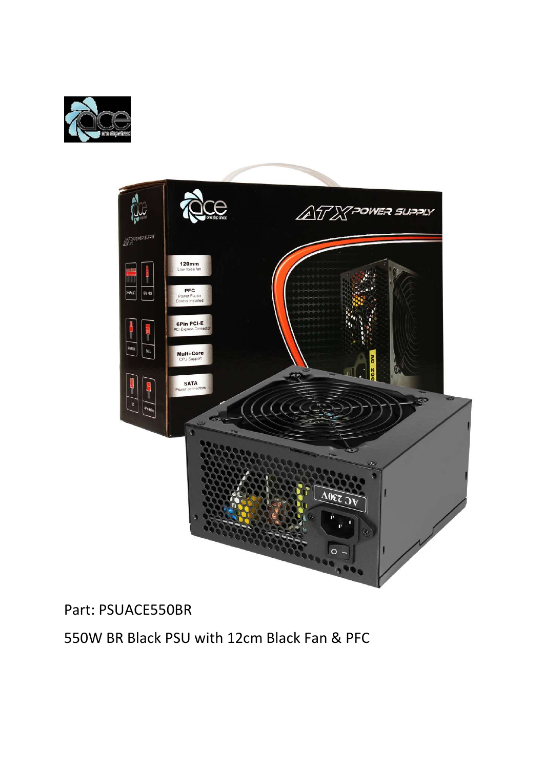Part: PSUACE550BR

550W BR Black PSU with 12cm Black Fan & PFC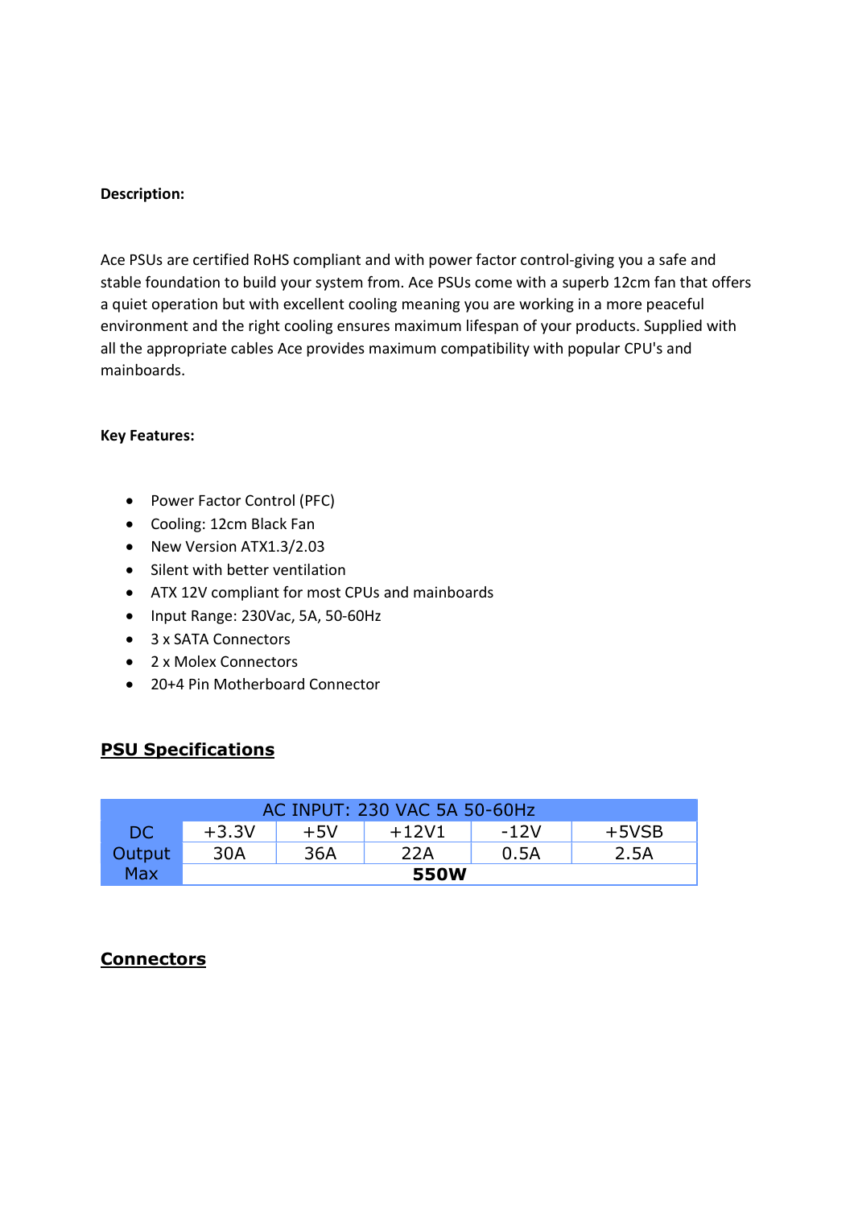**Description:**

Ace PSUs are certified RoHS compliant and with power factor control-giving you a safe and stable foundation to build your system from. Ace PSUs come with a superb 12cm fan that offers a quiet operation but with excellent cooling meaning you are working in a more peaceful environment and the right cooling ensures maximum lifespan of your products. Supplied with all the appropriate cables Ace provides maximum compatibility with popular CPU's and mainboards.

**Key Features:**

- Power Factor Control (PFC)
- Cooling: 12cm Black Fan
- New Version ATX1.3/2.03
- Silent with better ventilation
- ATX 12V compliant for most CPUs and mainboards
- Input Range: 230Vac, 5A, 50-60Hz
- 3 x SATA Connectors
- 2 x Molex Connectors
- 20+4 Pin Motherboard Connector

## PSU Specifications

| AC INPUT: 230 VAC 5A 50-60Hz | | | | | |
|---|---|---|---|---|---|
| DC Output Max | +3.3V | +5V | +12V1 | -12V | +5VSB |
| | 30A | 36A | 22A | 0.5A | 2.5A |
| | **550W** | | | | |

## Connectors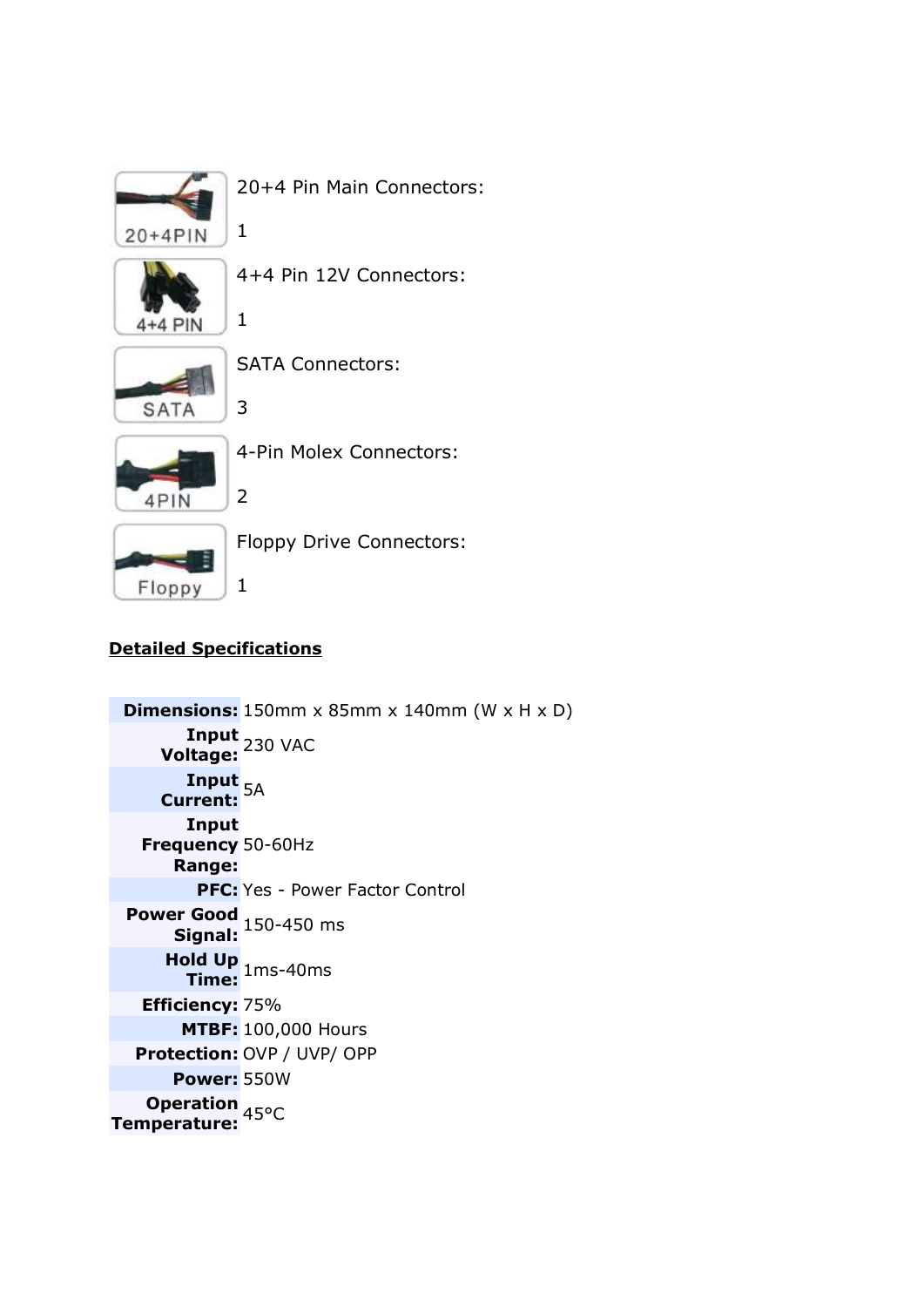20+4 Pin Main Connectors:

1

4+4 Pin 12V Connectors:

1

SATA Connectors:

3

4-Pin Molex Connectors:

2

Floppy Drive Connectors:

1

**Detailed Specifications**

| | |
|---|---|
| **Dimensions:** | 150mm x 85mm x 140mm (W x H x D) |
| **Input Voltage:** | 230 VAC |
| **Input Current:** | 5A |
| **Input Frequency Range:** | 50-60Hz |
| **PFC:** | Yes - Power Factor Control |
| **Power Good Signal:** | 150-450 ms |
| **Hold Up Time:** | 1ms-40ms |
| **Efficiency:** | 75% |
| **MTBF:** | 100,000 Hours |
| **Protection:** | OVP / UVP/ OPP |
| **Power:** | 550W |
| **Operation Temperature:** | 45°C |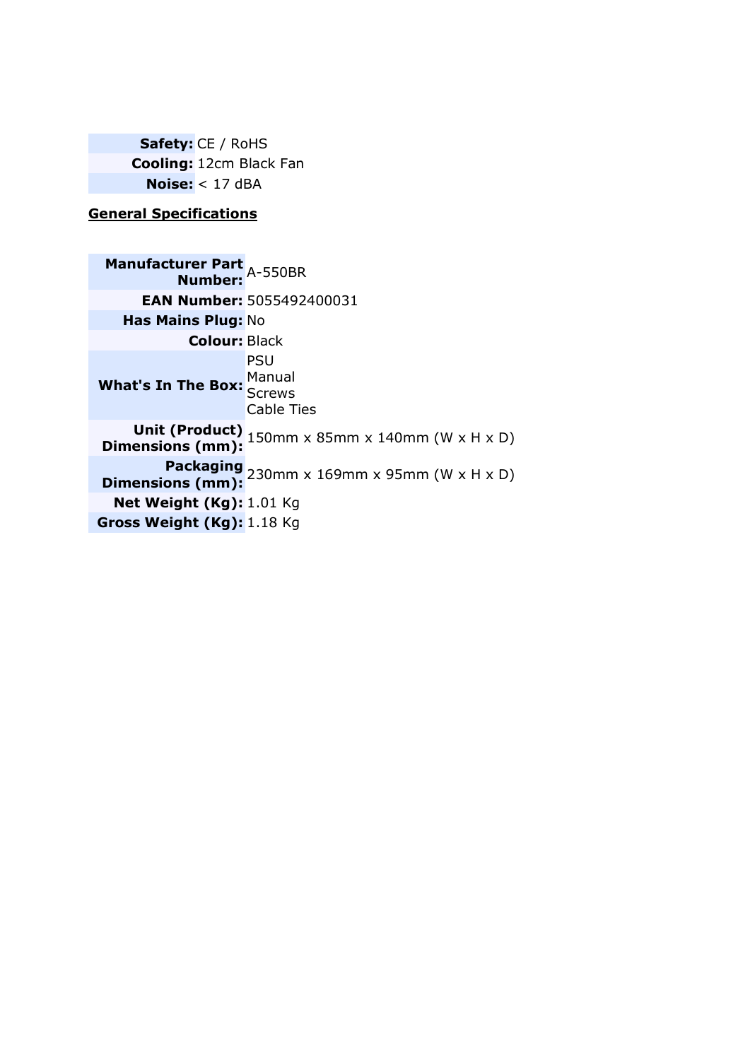| | |
|---|---|
| **Safety:** | CE / RoHS |
| **Cooling:** | 12cm Black Fan |
| **Noise:** | < 17 dBA |

## General Specifications

| | |
|---|---|
| **Manufacturer Part Number:** | A-550BR |
| **EAN Number:** | 5055492400031 |
| **Has Mains Plug:** | No |
| **Colour:** | Black |
| **What's In The Box:** | PSU<br>Manual<br>Screws<br>Cable Ties |
| **Unit (Product) Dimensions (mm):** | 150mm x 85mm x 140mm (W x H x D) |
| **Packaging Dimensions (mm):** | 230mm x 169mm x 95mm (W x H x D) |
| **Net Weight (Kg):** | 1.01 Kg |
| **Gross Weight (Kg):** | 1.18 Kg |